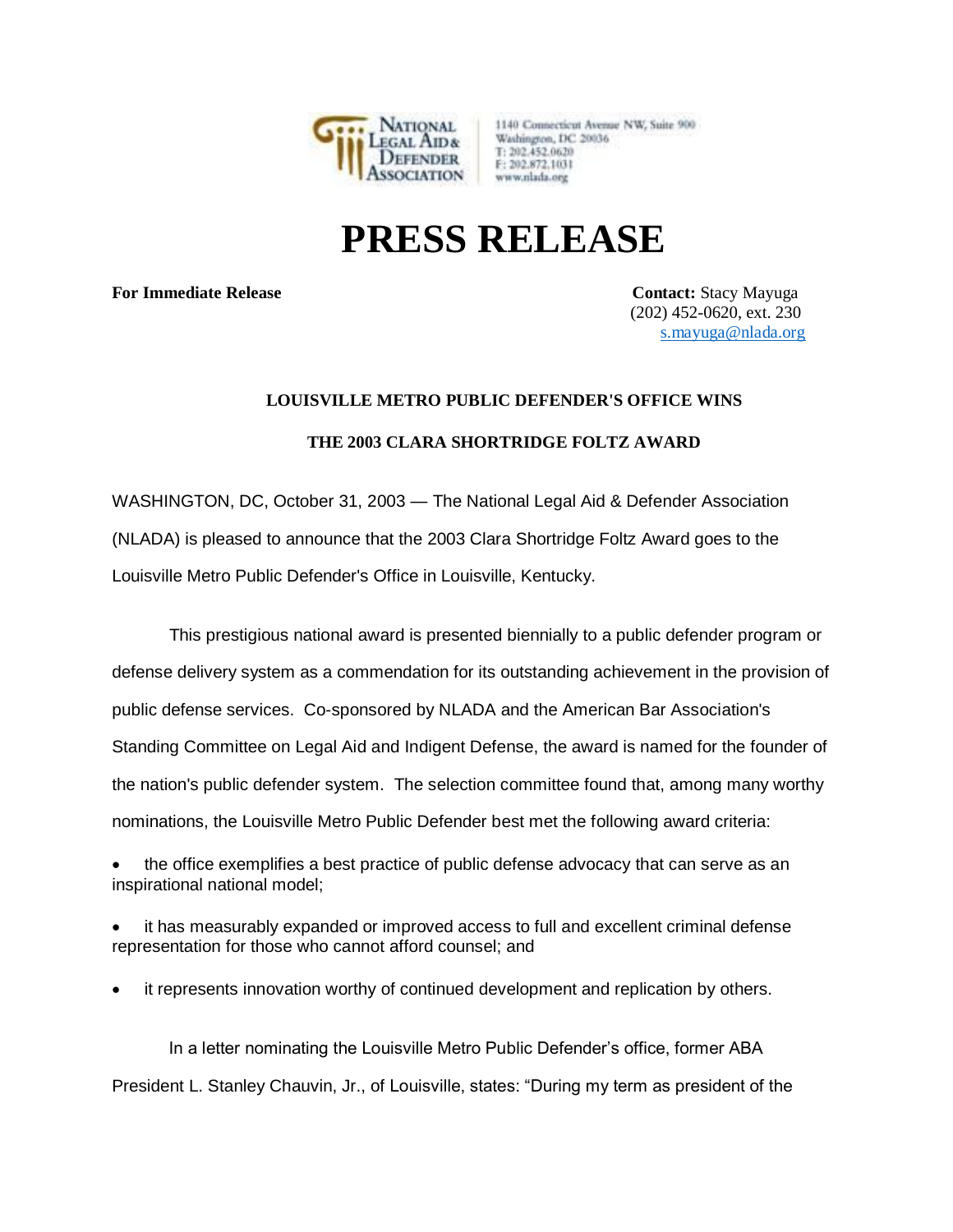National Legal Aid & Defender Association

1140 Connecticut Avenue NW, Suite 900
Washington, DC 20036
T: 202.452.0620
F: 202.872.1031
www.nlada.org

# PRESS RELEASE

**For Immediate Release**

**Contact:** Stacy Mayuga
(202) 452-0620, ext. 230
s.mayuga@nlada.org

**LOUISVILLE METRO PUBLIC DEFENDER'S OFFICE WINS**

**THE 2003 CLARA SHORTRIDGE FOLTZ AWARD**

WASHINGTON, DC, October 31, 2003 — The National Legal Aid & Defender Association (NLADA) is pleased to announce that the 2003 Clara Shortridge Foltz Award goes to the Louisville Metro Public Defender's Office in Louisville, Kentucky.

This prestigious national award is presented biennially to a public defender program or defense delivery system as a commendation for its outstanding achievement in the provision of public defense services. Co-sponsored by NLADA and the American Bar Association's Standing Committee on Legal Aid and Indigent Defense, the award is named for the founder of the nation's public defender system. The selection committee found that, among many worthy nominations, the Louisville Metro Public Defender best met the following award criteria:

- the office exemplifies a best practice of public defense advocacy that can serve as an inspirational national model;
- it has measurably expanded or improved access to full and excellent criminal defense representation for those who cannot afford counsel; and
- it represents innovation worthy of continued development and replication by others.

In a letter nominating the Louisville Metro Public Defender's office, former ABA President L. Stanley Chauvin, Jr., of Louisville, states: "During my term as president of the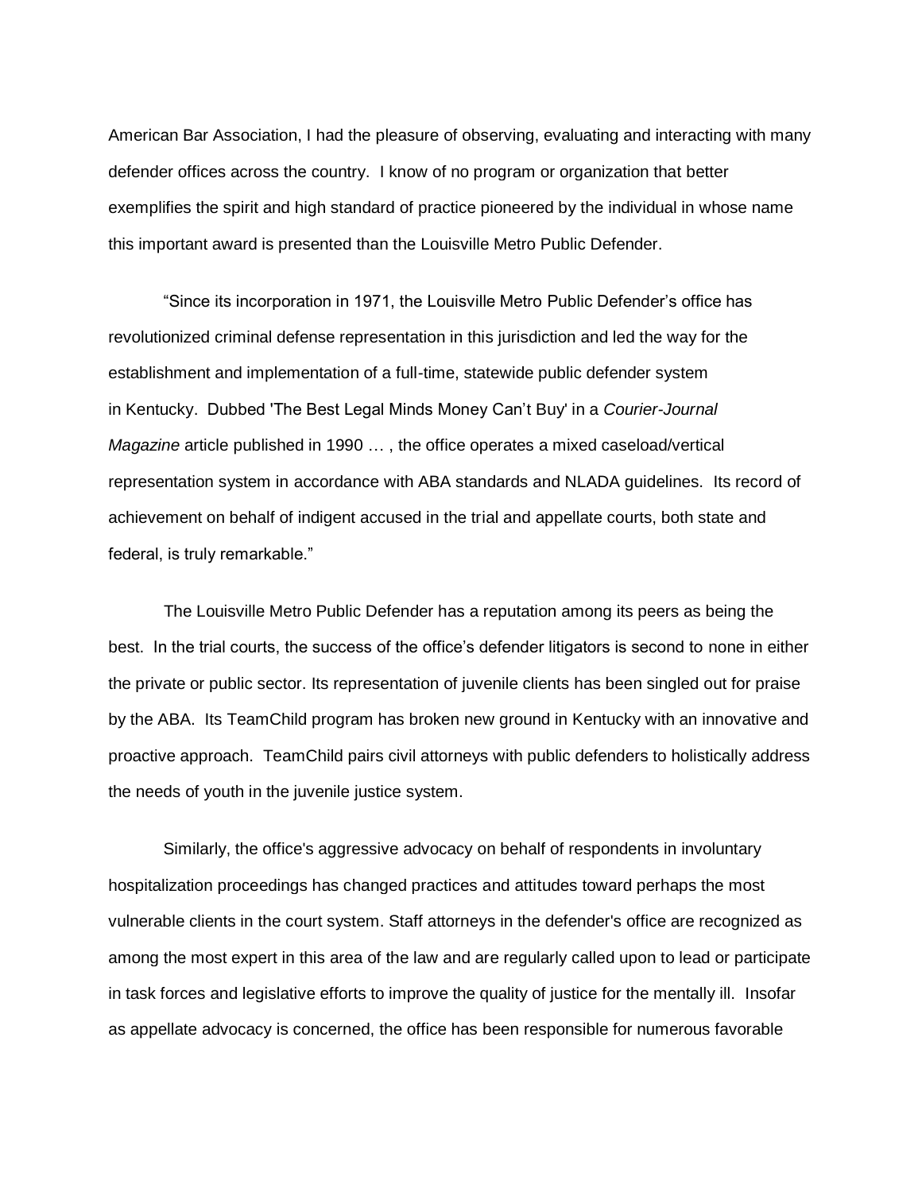American Bar Association, I had the pleasure of observing, evaluating and interacting with many defender offices across the country. I know of no program or organization that better exemplifies the spirit and high standard of practice pioneered by the individual in whose name this important award is presented than the Louisville Metro Public Defender.

"Since its incorporation in 1971, the Louisville Metro Public Defender's office has revolutionized criminal defense representation in this jurisdiction and led the way for the establishment and implementation of a full-time, statewide public defender system in Kentucky. Dubbed 'The Best Legal Minds Money Can't Buy' in a *Courier-Journal Magazine* article published in 1990 … , the office operates a mixed caseload/vertical representation system in accordance with ABA standards and NLADA guidelines. Its record of achievement on behalf of indigent accused in the trial and appellate courts, both state and federal, is truly remarkable."

The Louisville Metro Public Defender has a reputation among its peers as being the best. In the trial courts, the success of the office's defender litigators is second to none in either the private or public sector. Its representation of juvenile clients has been singled out for praise by the ABA. Its TeamChild program has broken new ground in Kentucky with an innovative and proactive approach. TeamChild pairs civil attorneys with public defenders to holistically address the needs of youth in the juvenile justice system.

Similarly, the office's aggressive advocacy on behalf of respondents in involuntary hospitalization proceedings has changed practices and attitudes toward perhaps the most vulnerable clients in the court system. Staff attorneys in the defender's office are recognized as among the most expert in this area of the law and are regularly called upon to lead or participate in task forces and legislative efforts to improve the quality of justice for the mentally ill. Insofar as appellate advocacy is concerned, the office has been responsible for numerous favorable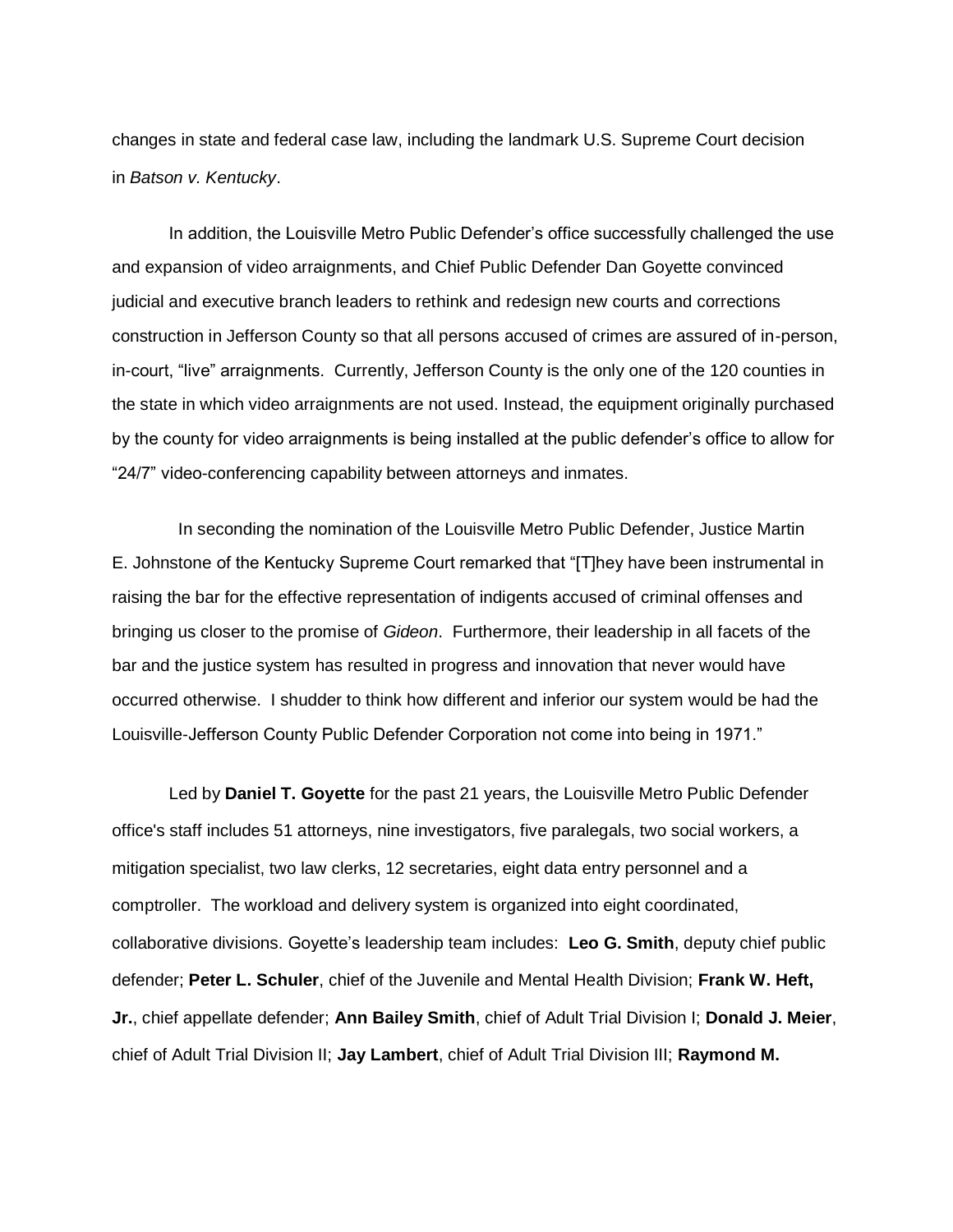changes in state and federal case law, including the landmark U.S. Supreme Court decision in *Batson v. Kentucky*.

In addition, the Louisville Metro Public Defender's office successfully challenged the use and expansion of video arraignments, and Chief Public Defender Dan Goyette convinced judicial and executive branch leaders to rethink and redesign new courts and corrections construction in Jefferson County so that all persons accused of crimes are assured of in-person, in-court, "live" arraignments. Currently, Jefferson County is the only one of the 120 counties in the state in which video arraignments are not used. Instead, the equipment originally purchased by the county for video arraignments is being installed at the public defender's office to allow for "24/7" video-conferencing capability between attorneys and inmates.

In seconding the nomination of the Louisville Metro Public Defender, Justice Martin E. Johnstone of the Kentucky Supreme Court remarked that "[T]hey have been instrumental in raising the bar for the effective representation of indigents accused of criminal offenses and bringing us closer to the promise of *Gideon*. Furthermore, their leadership in all facets of the bar and the justice system has resulted in progress and innovation that never would have occurred otherwise. I shudder to think how different and inferior our system would be had the Louisville-Jefferson County Public Defender Corporation not come into being in 1971."

Led by **Daniel T. Goyette** for the past 21 years, the Louisville Metro Public Defender office's staff includes 51 attorneys, nine investigators, five paralegals, two social workers, a mitigation specialist, two law clerks, 12 secretaries, eight data entry personnel and a comptroller. The workload and delivery system is organized into eight coordinated, collaborative divisions. Goyette's leadership team includes: **Leo G. Smith**, deputy chief public defender; **Peter L. Schuler**, chief of the Juvenile and Mental Health Division; **Frank W. Heft, Jr.**, chief appellate defender; **Ann Bailey Smith**, chief of Adult Trial Division I; **Donald J. Meier**, chief of Adult Trial Division II; **Jay Lambert**, chief of Adult Trial Division III; **Raymond M.**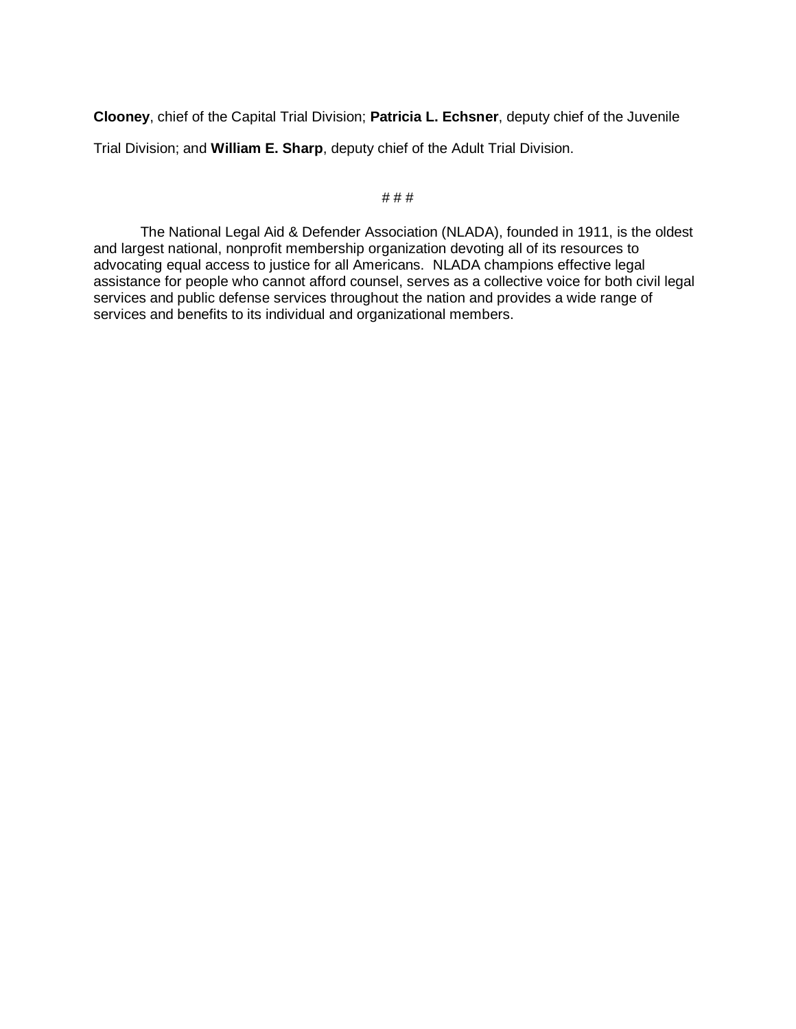**Clooney**, chief of the Capital Trial Division; **Patricia L. Echsner**, deputy chief of the Juvenile Trial Division; and **William E. Sharp**, deputy chief of the Adult Trial Division.

# # #

The National Legal Aid & Defender Association (NLADA), founded in 1911, is the oldest and largest national, nonprofit membership organization devoting all of its resources to advocating equal access to justice for all Americans. NLADA champions effective legal assistance for people who cannot afford counsel, serves as a collective voice for both civil legal services and public defense services throughout the nation and provides a wide range of services and benefits to its individual and organizational members.